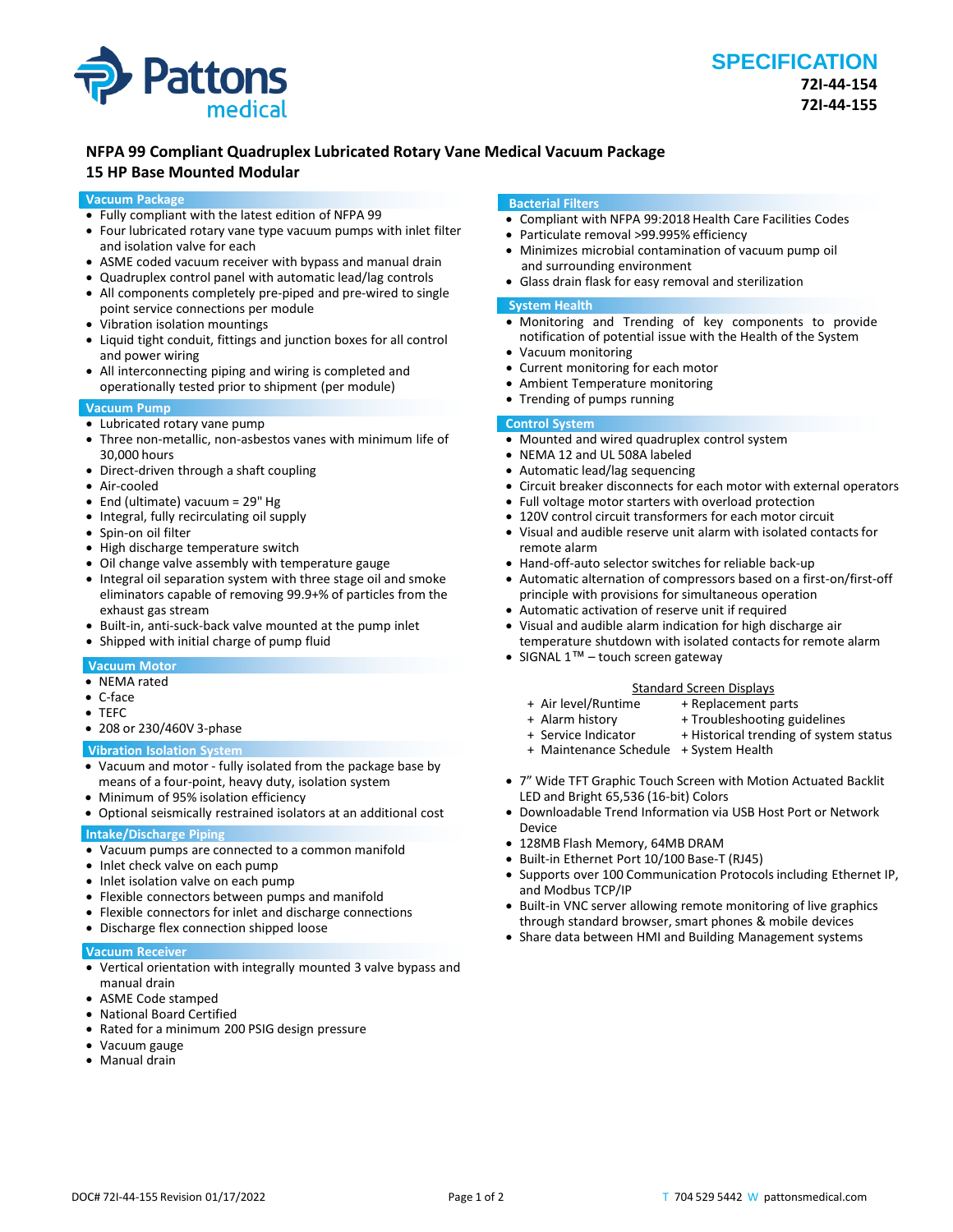# SPECIFICATION

**72I-44-154**
**72I-44-155**

## NFPA 99 Compliant Quadruplex Lubricated Rotary Vane Medical Vacuum Package
## 15 HP Base Mounted Modular

### Vacuum Package

- Fully compliant with the latest edition of NFPA 99
- Four lubricated rotary vane type vacuum pumps with inlet filter and isolation valve for each
- ASME coded vacuum receiver with bypass and manual drain
- Quadruplex control panel with automatic lead/lag controls
- All components completely pre-piped and pre-wired to single point service connections per module
- Vibration isolation mountings
- Liquid tight conduit, fittings and junction boxes for all control and power wiring
- All interconnecting piping and wiring is completed and operationally tested prior to shipment (per module)

### Vacuum Pump

- Lubricated rotary vane pump
- Three non-metallic, non-asbestos vanes with minimum life of 30,000 hours
- Direct-driven through a shaft coupling
- Air-cooled
- End (ultimate) vacuum = 29" Hg
- Integral, fully recirculating oil supply
- Spin-on oil filter
- High discharge temperature switch
- Oil change valve assembly with temperature gauge
- Integral oil separation system with three stage oil and smoke eliminators capable of removing 99.9+% of particles from the exhaust gas stream
- Built-in, anti-suck-back valve mounted at the pump inlet
- Shipped with initial charge of pump fluid

### Vacuum Motor

- NEMA rated
- C-face
- TEFC
- 208 or 230/460V 3-phase

### Vibration Isolation System

- Vacuum and motor - fully isolated from the package base by means of a four-point, heavy duty, isolation system
- Minimum of 95% isolation efficiency
- Optional seismically restrained isolators at an additional cost

### Intake/Discharge Piping

- Vacuum pumps are connected to a common manifold
- Inlet check valve on each pump
- Inlet isolation valve on each pump
- Flexible connectors between pumps and manifold
- Flexible connectors for inlet and discharge connections
- Discharge flex connection shipped loose

### Vacuum Receiver

- Vertical orientation with integrally mounted 3 valve bypass and manual drain
- ASME Code stamped
- National Board Certified
- Rated for a minimum 200 PSIG design pressure
- Vacuum gauge
- Manual drain

### Bacterial Filters

- Compliant with NFPA 99:2018 Health Care Facilities Codes
- Particulate removal >99.995% efficiency
- Minimizes microbial contamination of vacuum pump oil and surrounding environment
- Glass drain flask for easy removal and sterilization

### System Health

- Monitoring and Trending of key components to provide notification of potential issue with the Health of the System
- Vacuum monitoring
- Current monitoring for each motor
- Ambient Temperature monitoring
- Trending of pumps running

### Control System

- Mounted and wired quadruplex control system
- NEMA 12 and UL 508A labeled
- Automatic lead/lag sequencing
- Circuit breaker disconnects for each motor with external operators
- Full voltage motor starters with overload protection
- 120V control circuit transformers for each motor circuit
- Visual and audible reserve unit alarm with isolated contacts for remote alarm
- Hand-off-auto selector switches for reliable back-up
- Automatic alternation of compressors based on a first-on/first-off principle with provisions for simultaneous operation
- Automatic activation of reserve unit if required
- Visual and audible alarm indication for high discharge air temperature shutdown with isolated contacts for remote alarm
- SIGNAL 1™ – touch screen gateway

<u>Standard Screen Displays</u>

+ Air level/Runtime
+ Alarm history
+ Service Indicator
+ Maintenance Schedule
+ Replacement parts
+ Troubleshooting guidelines
+ Historical trending of system status
+ System Health

- 7" Wide TFT Graphic Touch Screen with Motion Actuated Backlit LED and Bright 65,536 (16-bit) Colors
- Downloadable Trend Information via USB Host Port or Network Device
- 128MB Flash Memory, 64MB DRAM
- Built-in Ethernet Port 10/100 Base-T (RJ45)
- Supports over 100 Communication Protocols including Ethernet IP, and Modbus TCP/IP
- Built-in VNC server allowing remote monitoring of live graphics through standard browser, smart phones & mobile devices
- Share data between HMI and Building Management systems

DOC# 72I-44-155 Revision 01/17/2022

T 704 529 5442 W pattonsmedical.com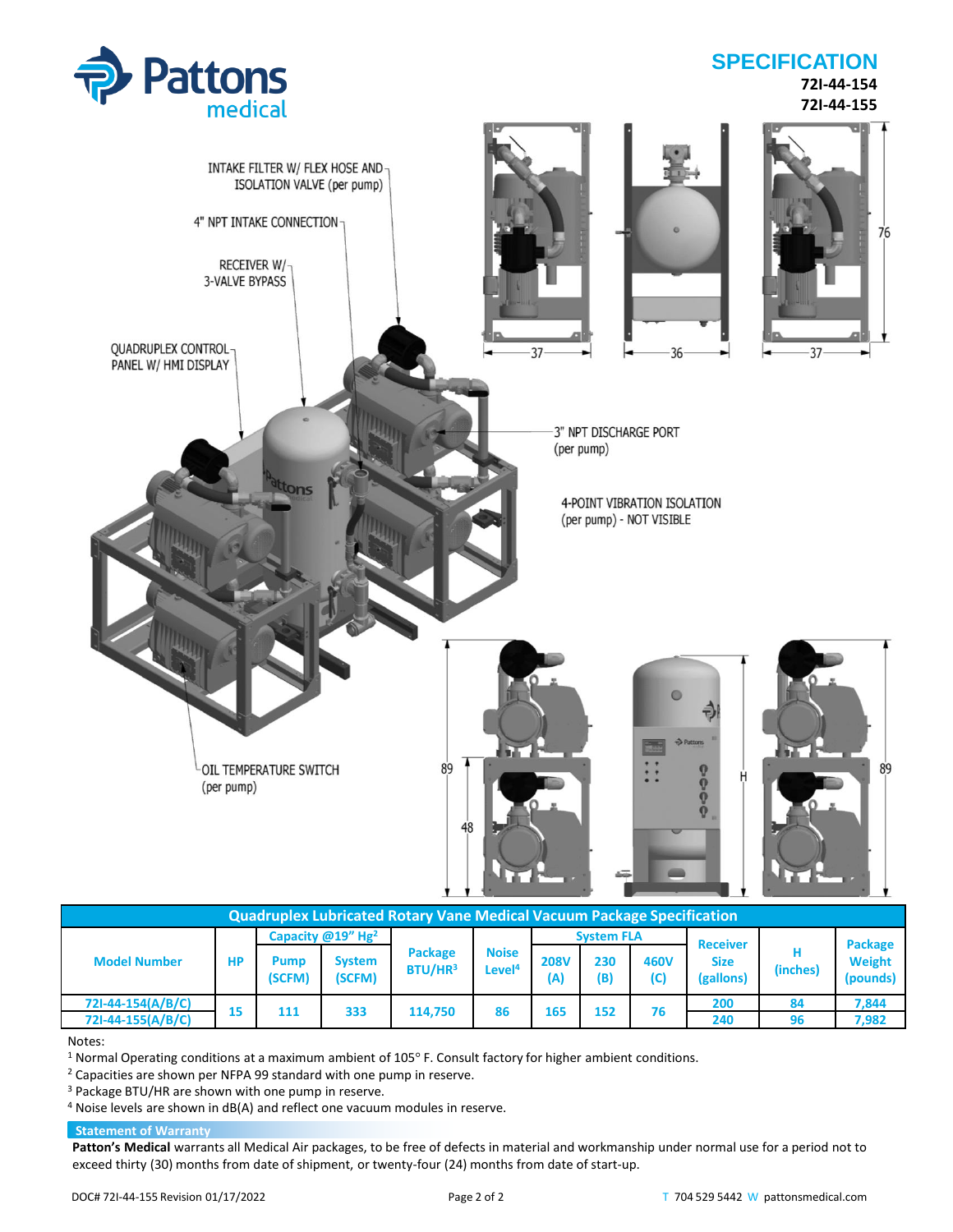# SPECIFICATION

**72I-44-154**
**72I-44-155**

INTAKE FILTER W/ FLEX HOSE AND ISOLATION VALVE (per pump)

4" NPT INTAKE CONNECTION

RECEIVER W/ 3-VALVE BYPASS

QUADRUPLEX CONTROL PANEL W/ HMI DISPLAY

3" NPT DISCHARGE PORT (per pump)

4-POINT VIBRATION ISOLATION (per pump) - NOT VISIBLE

OIL TEMPERATURE SWITCH (per pump)

37

36

37

76

89

48

H

89

| Quadruplex Lubricated Rotary Vane Medical Vacuum Package Specification | | | | | | | | | | | |
|---|---|---|---|---|---|---|---|---|---|---|---|
| Model Number | HP | Capacity @19" Hg[2] | | Package BTU/HR[3] | Noise Level[4] | System FLA | | | Receiver Size (gallons) | H (inches) | Package Weight (pounds) |
| | | Pump (SCFM) | System (SCFM) | | | 208V (A) | 230 (B) | 460V (C) | | | |
| 72I-44-154(A/B/C) | 15 | 111 | 333 | 114,750 | 86 | 165 | 152 | 76 | 200 | 84 | 7,844 |
| 72I-44-155(A/B/C) | 15 | 111 | 333 | 114,750 | 86 | 165 | 152 | 76 | 240 | 96 | 7,982 |

Notes:

[1] Normal Operating conditions at a maximum ambient of 105° F. Consult factory for higher ambient conditions.

[2] Capacities are shown per NFPA 99 standard with one pump in reserve.

[3] Package BTU/HR are shown with one pump in reserve.

[4] Noise levels are shown in dB(A) and reflect one vacuum modules in reserve.

## Statement of Warranty

**Patton's Medical** warrants all Medical Air packages, to be free of defects in material and workmanship under normal use for a period not to exceed thirty (30) months from date of shipment, or twenty-four (24) months from date of start-up.

DOC# 72I-44-155 Revision 01/17/2022

T 704 529 5442 W pattonsmedical.com